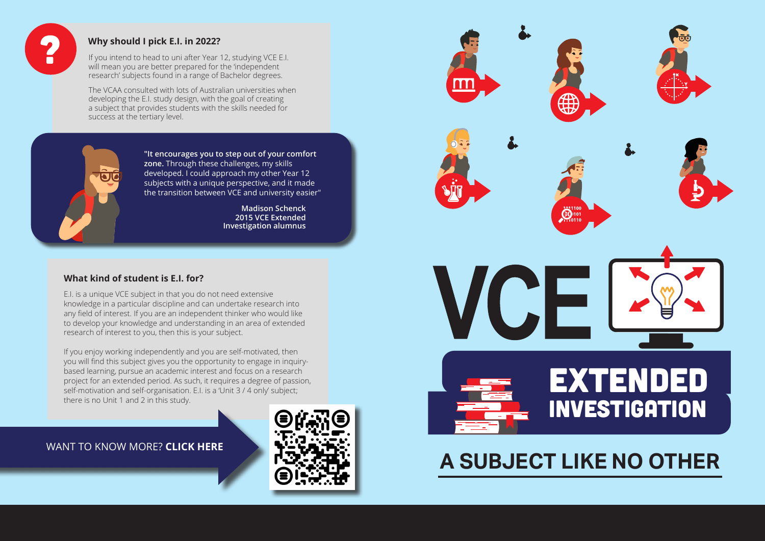# VCE EXTENDED INVESTIGATION

## A SUBJECT LIKE NO OTHER

### Why should I pick E.I. in 2022?

If you intend to head to uni after Year 12, studying VCE E.I. will mean you are better prepared for the 'independent research' subjects found in a range of Bachelor degrees.

The VCAA consulted with lots of Australian universities when developing the E.I. study design, with the goal of creating a subject that provides students with the skills needed for success at the tertiary level.

> **"It encourages you to step out of your comfort zone.** Through these challenges, my skills developed. I could approach my other Year 12 subjects with a unique perspective, and it made the transition between VCE and university easier"
>
> Madison Schenck
> 2015 VCE Extended Investigation alumnus

### What kind of student is E.I. for?

E.I. is a unique VCE subject in that you do not need extensive knowledge in a particular discipline and can undertake research into any field of interest. If you are an independent thinker who would like to develop your knowledge and understanding in an area of extended research of interest to you, then this is your subject.

If you enjoy working independently and you are self-motivated, then you will find this subject gives you the opportunity to engage in inquiry-based learning, pursue an academic interest and focus on a research project for an extended period. As such, it requires a degree of passion, self-motivation and self-organisation. E.I. is a 'Unit 3 / 4 only' subject; there is no Unit 1 and 2 in this study.

WANT TO KNOW MORE? **CLICK HERE**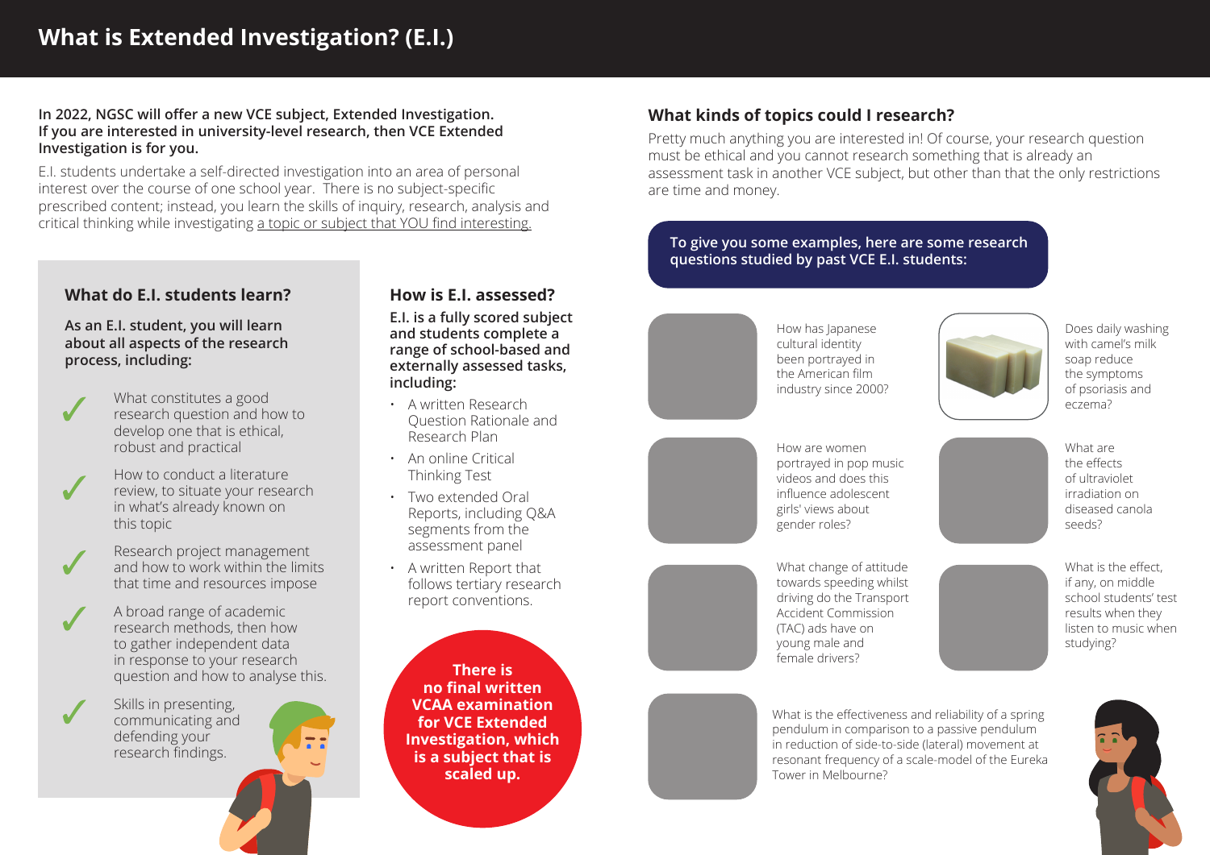# What is Extended Investigation? (E.I.)

**In 2022, NGSC will offer a new VCE subject, Extended Investigation. If you are interested in university-level research, then VCE Extended Investigation is for you.**

E.I. students undertake a self-directed investigation into an area of personal interest over the course of one school year. There is no subject-specific prescribed content; instead, you learn the skills of inquiry, research, analysis and critical thinking while investigating a topic or subject that YOU find interesting.

## What do E.I. students learn?

**As an E.I. student, you will learn about all aspects of the research process, including:**

- ✓ What constitutes a good research question and how to develop one that is ethical, robust and practical
- ✓ How to conduct a literature review, to situate your research in what's already known on this topic
- ✓ Research project management and how to work within the limits that time and resources impose
- ✓ A broad range of academic research methods, then how to gather independent data in response to your research question and how to analyse this.
- ✓ Skills in presenting, communicating and defending your research findings.

## How is E.I. assessed?

**E.I. is a fully scored subject and students complete a range of school-based and externally assessed tasks, including:**

- A written Research Question Rationale and Research Plan
- An online Critical Thinking Test
- Two extended Oral Reports, including Q&A segments from the assessment panel
- A written Report that follows tertiary research report conventions.

**There is no final written VCAA examination for VCE Extended Investigation, which is a subject that is scaled up.**

## What kinds of topics could I research?

Pretty much anything you are interested in! Of course, your research question must be ethical and you cannot research something that is already an assessment task in another VCE subject, but other than that the only restrictions are time and money.

**To give you some examples, here are some research questions studied by past VCE E.I. students:**

- How has Japanese cultural identity been portrayed in the American film industry since 2000?
- Does daily washing with camel's milk soap reduce the symptoms of psoriasis and eczema?
- How are women portrayed in pop music videos and does this influence adolescent girls' views about gender roles?
- What are the effects of ultraviolet irradiation on diseased canola seeds?
- What change of attitude towards speeding whilst driving do the Transport Accident Commission (TAC) ads have on young male and female drivers?
- What is the effect, if any, on middle school students' test results when they listen to music when studying?
- What is the effectiveness and reliability of a spring pendulum in comparison to a passive pendulum in reduction of side-to-side (lateral) movement at resonant frequency of a scale-model of the Eureka Tower in Melbourne?